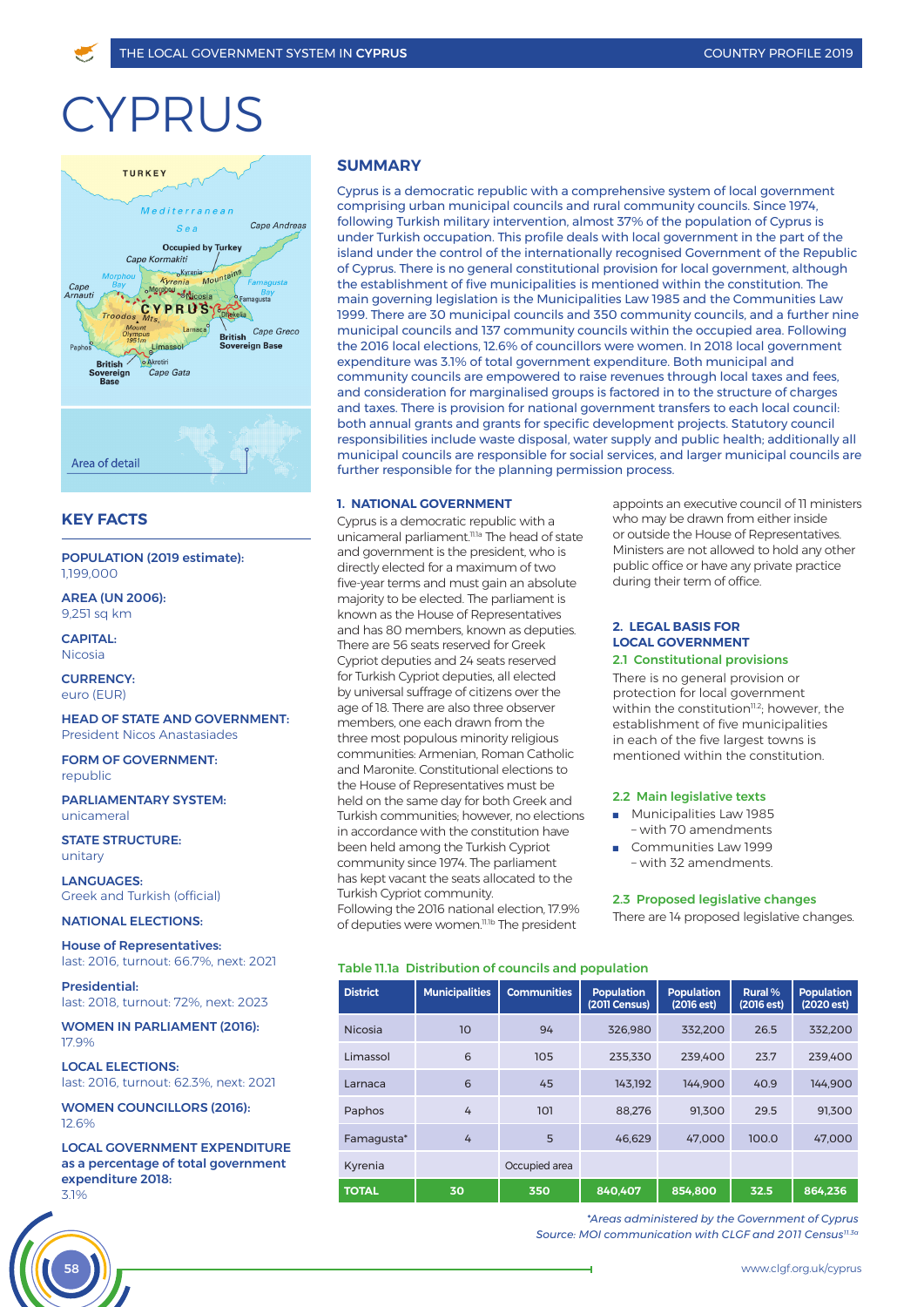# CYPRUS

## KEY FACTS

**POPULATION (2019 estimate):**
1,199,000

**AREA (UN 2006):**
9,251 sq km

**CAPITAL:**
Nicosia

**CURRENCY:**
euro (EUR)

**HEAD OF STATE AND GOVERNMENT:**
President Nicos Anastasiades

**FORM OF GOVERNMENT:**
republic

**PARLIAMENTARY SYSTEM:**
unicameral

**STATE STRUCTURE:**
unitary

**LANGUAGES:**
Greek and Turkish (official)

**NATIONAL ELECTIONS:**

**House of Representatives:**
last: 2016, turnout: 66.7%, next: 2021

**Presidential:**
last: 2018, turnout: 72%, next: 2023

**WOMEN IN PARLIAMENT (2016):**
17.9%

**LOCAL ELECTIONS:**
last: 2016, turnout: 62.3%, next: 2021

**WOMEN COUNCILLORS (2016):**
12.6%

**LOCAL GOVERNMENT EXPENDITURE as a percentage of total government expenditure 2018:**
3.1%

## SUMMARY

Cyprus is a democratic republic with a comprehensive system of local government comprising urban municipal councils and rural community councils. Since 1974, following Turkish military intervention, almost 37% of the population of Cyprus is under Turkish occupation. This profile deals with local government in the part of the island under the control of the internationally recognised Government of the Republic of Cyprus. There is no general constitutional provision for local government, although the establishment of five municipalities is mentioned within the constitution. The main governing legislation is the Municipalities Law 1985 and the Communities Law 1999. There are 30 municipal councils and 350 community councils, and a further nine municipal councils and 137 community councils within the occupied area. Following the 2016 local elections, 12.6% of councillors were women. In 2018 local government expenditure was 3.1% of total government expenditure. Both municipal and community councils are empowered to raise revenues through local taxes and fees, and consideration for marginalised groups is factored in to the structure of charges and taxes. There is provision for national government transfers to each local council: both annual grants and grants for specific development projects. Statutory council responsibilities include waste disposal, water supply and public health; additionally all municipal councils are responsible for social services, and larger municipal councils are further responsible for the planning permission process.

### 1. NATIONAL GOVERNMENT

Cyprus is a democratic republic with a unicameral parliament.[11.1a] The head of state and government is the president, who is directly elected for a maximum of two five-year terms and must gain an absolute majority to be elected. The parliament is known as the House of Representatives and has 80 members, known as deputies. There are 56 seats reserved for Greek Cypriot deputies and 24 seats reserved for Turkish Cypriot deputies, all elected by universal suffrage of citizens over the age of 18. There are also three observer members, one each drawn from the three most populous minority religious communities: Armenian, Roman Catholic and Maronite. Constitutional elections to the House of Representatives must be held on the same day for both Greek and Turkish communities; however, no elections in accordance with the constitution have been held among the Turkish Cypriot community since 1974. The parliament has kept vacant the seats allocated to the Turkish Cypriot community.
Following the 2016 national election, 17.9% of deputies were women.[11.1b] The president appoints an executive council of 11 ministers who may be drawn from either inside or outside the House of Representatives. Ministers are not allowed to hold any other public office or have any private practice during their term of office.

### 2. LEGAL BASIS FOR LOCAL GOVERNMENT

#### 2.1 Constitutional provisions

There is no general provision or protection for local government within the constitution[11.2]; however, the establishment of five municipalities in each of the five largest towns is mentioned within the constitution.

#### 2.2 Main legislative texts

- Municipalities Law 1985 – with 70 amendments
- Communities Law 1999 – with 32 amendments.

#### 2.3 Proposed legislative changes

There are 14 proposed legislative changes.

**Table 11.1a Distribution of councils and population**

| District | Municipalities | Communities | Population (2011 Census) | Population (2016 est) | Rural % (2016 est) | Population (2020 est) |
|---|---|---|---|---|---|---|
| Nicosia | 10 | 94 | 326,980 | 332,200 | 26.5 | 332,200 |
| Limassol | 6 | 105 | 235,330 | 239,400 | 23.7 | 239,400 |
| Larnaca | 6 | 45 | 143,192 | 144,900 | 40.9 | 144,900 |
| Paphos | 4 | 101 | 88,276 | 91,300 | 29.5 | 91,300 |
| Famagusta* | 4 | 5 | 46,629 | 47,000 | 100.0 | 47,000 |
| Kyrenia | | Occupied area | | | | |
| **TOTAL** | **30** | **350** | **840,407** | **854,800** | **32.5** | **864,236** |

*\*Areas administered by the Government of Cyprus*
*Source: MOI communication with CLGF and 2011 Census[11.3a]*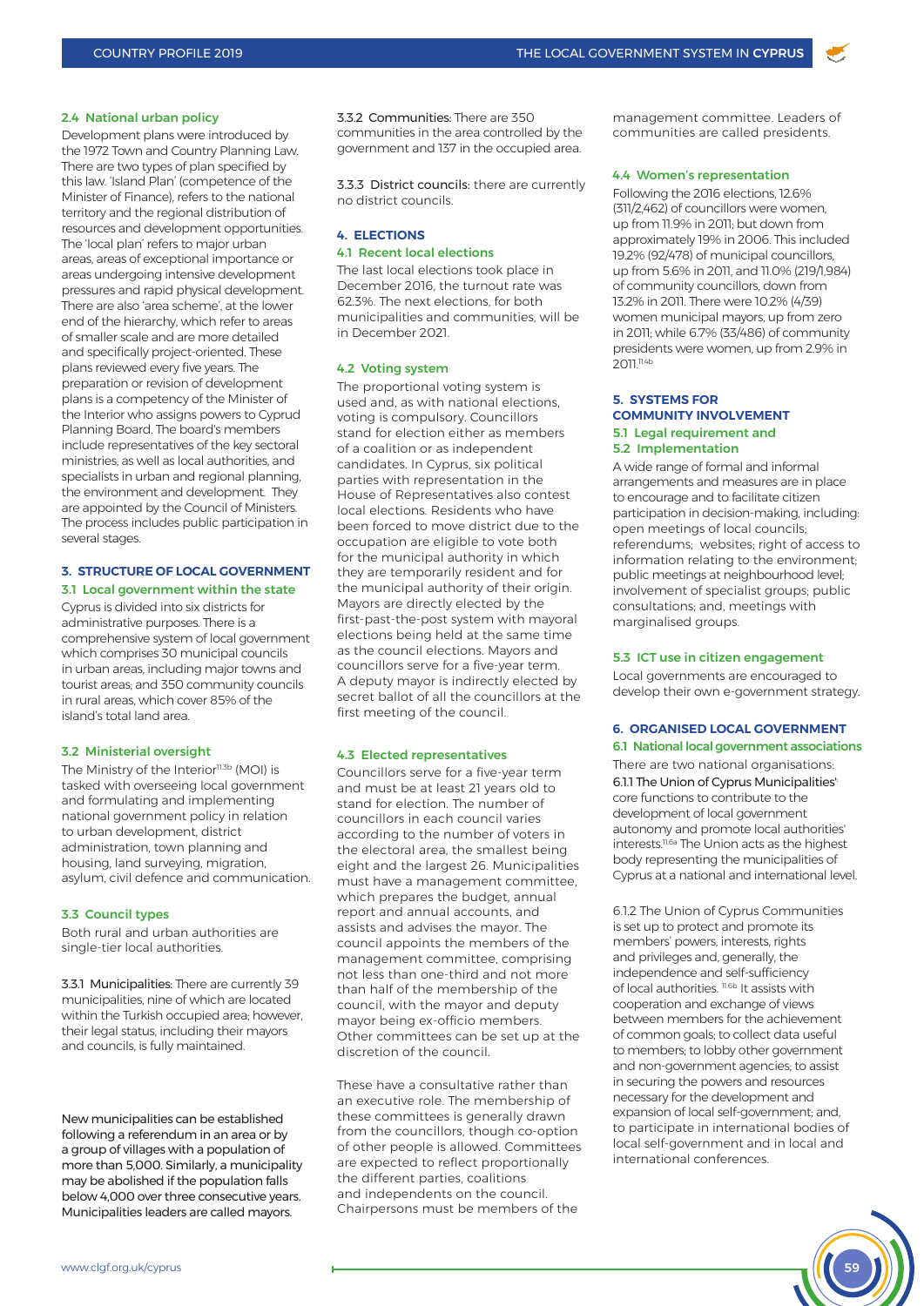### 2.4 National urban policy

Development plans were introduced by the 1972 Town and Country Planning Law. There are two types of plan specified by this law. 'Island Plan' (competence of the Minister of Finance), refers to the national territory and the regional distribution of resources and development opportunities. The 'local plan' refers to major urban areas, areas of exceptional importance or areas undergoing intensive development pressures and rapid physical development. There are also 'area scheme', at the lower end of the hierarchy, which refer to areas of smaller scale and are more detailed and specifically project-oriented. These plans reviewed every five years. The preparation or revision of development plans is a competency of the Minister of the Interior who assigns powers to Cyprud Planning Board. The board's members include representatives of the key sectoral ministries, as well as local authorities, and specialists in urban and regional planning, the environment and development. They are appointed by the Council of Ministers. The process includes public participation in several stages.

## 3. STRUCTURE OF LOCAL GOVERNMENT

### 3.1 Local government within the state

Cyprus is divided into six districts for administrative purposes. There is a comprehensive system of local government which comprises 30 municipal councils in urban areas, including major towns and tourist areas; and 350 community councils in rural areas, which cover 85% of the island's total land area.

### 3.2 Ministerial oversight

The Ministry of the Interior[11.3b] (MOI) is tasked with overseeing local government and formulating and implementing national government policy in relation to urban development, district administration, town planning and housing, land surveying, migration, asylum, civil defence and communication.

### 3.3 Council types

Both rural and urban authorities are single-tier local authorities.

3.3.1 Municipalities: There are currently 39 municipalities, nine of which are located within the Turkish occupied area; however, their legal status, including their mayors and councils, is fully maintained.

New municipalities can be established following a referendum in an area or by a group of villages with a population of more than 5,000. Similarly, a municipality may be abolished if the population falls below 4,000 over three consecutive years. Municipalities leaders are called mayors.

3.3.2 Communities: There are 350 communities in the area controlled by the government and 137 in the occupied area.

3.3.3 District councils: there are currently no district councils.

## 4. ELECTIONS

### 4.1 Recent local elections

The last local elections took place in December 2016, the turnout rate was 62.3%. The next elections, for both municipalities and communities, will be in December 2021.

### 4.2 Voting system

The proportional voting system is used and, as with national elections, voting is compulsory. Councillors stand for election either as members of a coalition or as independent candidates. In Cyprus, six political parties with representation in the House of Representatives also contest local elections. Residents who have been forced to move district due to the occupation are eligible to vote both for the municipal authority in which they are temporarily resident and for the municipal authority of their origin. Mayors are directly elected by the first-past-the-post system with mayoral elections being held at the same time as the council elections. Mayors and councillors serve for a five-year term. A deputy mayor is indirectly elected by secret ballot of all the councillors at the first meeting of the council.

### 4.3 Elected representatives

Councillors serve for a five-year term and must be at least 21 years old to stand for election. The number of councillors in each council varies according to the number of voters in the electoral area, the smallest being eight and the largest 26. Municipalities must have a management committee, which prepares the budget, annual report and annual accounts, and assists and advises the mayor. The council appoints the members of the management committee, comprising not less than one-third and not more than half of the membership of the council, with the mayor and deputy mayor being ex-officio members. Other committees can be set up at the discretion of the council.

These have a consultative rather than an executive role. The membership of these committees is generally drawn from the councillors, though co-option of other people is allowed. Committees are expected to reflect proportionally the different parties, coalitions and independents on the council. Chairpersons must be members of the management committee. Leaders of communities are called presidents.

### 4.4 Women's representation

Following the 2016 elections, 12.6% (311/2,462) of councillors were women, up from 11.9% in 2011; but down from approximately 19% in 2006. This included 19.2% (92/478) of municipal councillors, up from 5.6% in 2011, and 11.0% (219/1,984) of community councillors, down from 13.2% in 2011. There were 10.2% (4/39) women municipal mayors, up from zero in 2011; while 6.7% (33/486) of community presidents were women, up from 2.9% in 2011.[11.4b]

## 5. SYSTEMS FOR COMMUNITY INVOLVEMENT

### 5.1 Legal requirement and
### 5.2 Implementation

A wide range of formal and informal arrangements and measures are in place to encourage and to facilitate citizen participation in decision-making, including: open meetings of local councils; referendums; websites; right of access to information relating to the environment; public meetings at neighbourhood level; involvement of specialist groups; public consultations; and, meetings with marginalised groups.

### 5.3 ICT use in citizen engagement

Local governments are encouraged to develop their own e-government strategy.

## 6. ORGANISED LOCAL GOVERNMENT

### 6.1 National local government associations

There are two national organisations:

6.1.1 The Union of Cyprus Municipalities': core functions to contribute to the development of local government autonomy and promote local authorities' interests.[11.6a] The Union acts as the highest body representing the municipalities of Cyprus at a national and international level.

6.1.2 The Union of Cyprus Communities is set up to protect and promote its members' powers, interests, rights and privileges and, generally, the independence and self-sufficiency of local authorities.[11.6b] It assists with cooperation and exchange of views between members for the achievement of common goals; to collect data useful to members; to lobby other government and non-government agencies; to assist in securing the powers and resources necessary for the development and expansion of local self-government; and, to participate in international bodies of local self-government and in local and international conferences.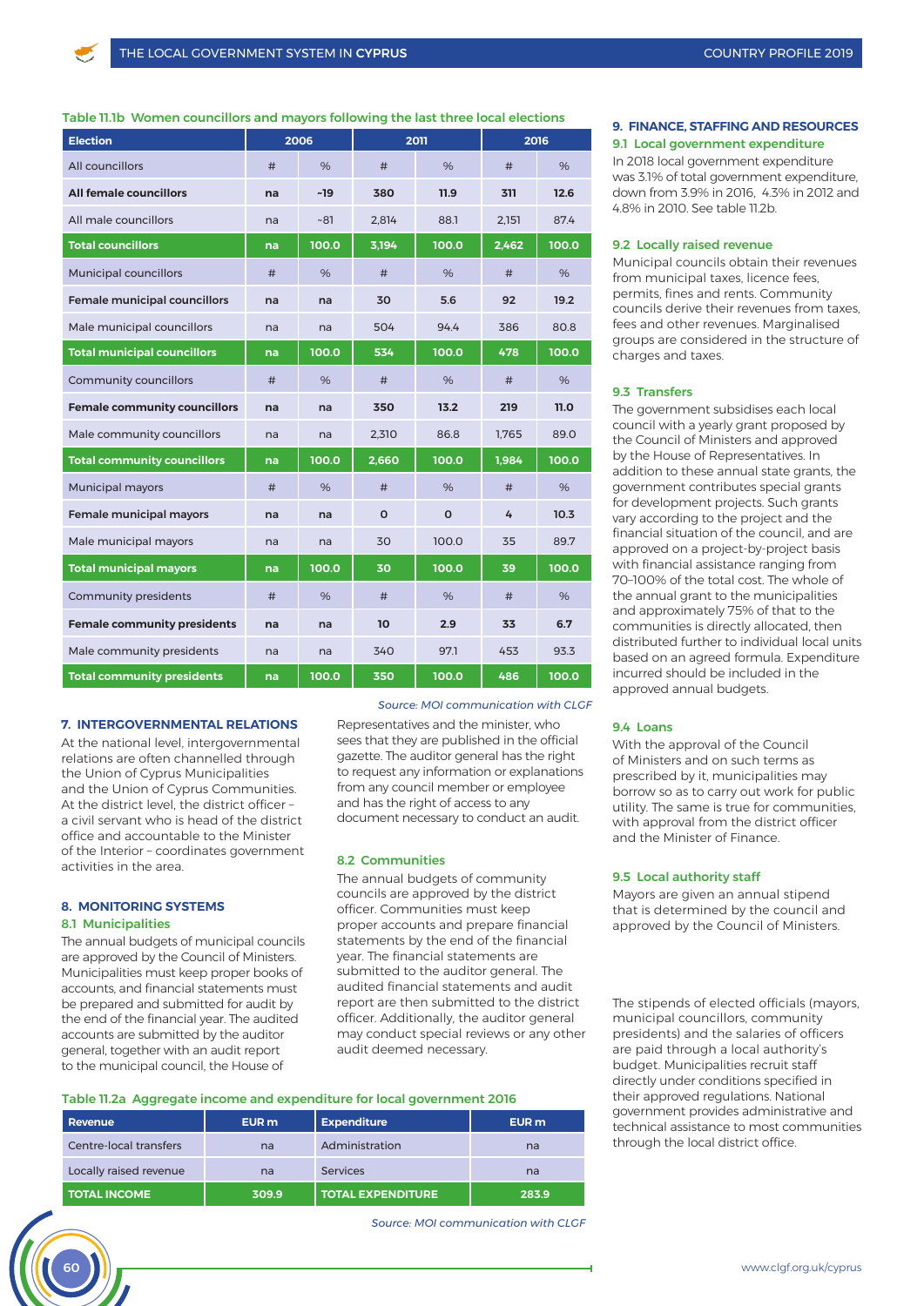**Table 11.1b Women councillors and mayors following the last three local elections**

| Election | 2006 | | 2011 | | 2016 | |
|---|---|---|---|---|---|---|
| All councillors | # | % | # | % | # | % |
| **All female councillors** | **na** | **~19** | **380** | **11.9** | **311** | **12.6** |
| All male councillors | na | ~81 | 2,814 | 88.1 | 2,151 | 87.4 |
| **Total councillors** | **na** | **100.0** | **3,194** | **100.0** | **2,462** | **100.0** |
| Municipal councillors | # | % | # | % | # | % |
| **Female municipal councillors** | **na** | **na** | **30** | **5.6** | **92** | **19.2** |
| Male municipal councillors | na | na | 504 | 94.4 | 386 | 80.8 |
| **Total municipal councillors** | **na** | **100.0** | **534** | **100.0** | **478** | **100.0** |
| Community councillors | # | % | # | % | # | % |
| **Female community councillors** | **na** | **na** | **350** | **13.2** | **219** | **11.0** |
| Male community councillors | na | na | 2,310 | 86.8 | 1,765 | 89.0 |
| **Total community councillors** | **na** | **100.0** | **2,660** | **100.0** | **1,984** | **100.0** |
| Municipal mayors | # | % | # | % | # | % |
| **Female municipal mayors** | **na** | **na** | **0** | **0** | **4** | **10.3** |
| Male municipal mayors | na | na | 30 | 100.0 | 35 | 89.7 |
| **Total municipal mayors** | **na** | **100.0** | **30** | **100.0** | **39** | **100.0** |
| Community presidents | # | % | # | % | # | % |
| **Female community presidents** | **na** | **na** | **10** | **2.9** | **33** | **6.7** |
| Male community presidents | na | na | 340 | 97.1 | 453 | 93.3 |
| **Total community presidents** | **na** | **100.0** | **350** | **100.0** | **486** | **100.0** |

*Source: MOI communication with CLGF*

### 7. INTERGOVERNMENTAL RELATIONS

At the national level, intergovernmental relations are often channelled through the Union of Cyprus Municipalities and the Union of Cyprus Communities. At the district level, the district officer – a civil servant who is head of the district office and accountable to the Minister of the Interior – coordinates government activities in the area.

### 8. MONITORING SYSTEMS

#### 8.1 Municipalities

The annual budgets of municipal councils are approved by the Council of Ministers. Municipalities must keep proper books of accounts, and financial statements must be prepared and submitted for audit by the end of the financial year. The audited accounts are submitted by the auditor general, together with an audit report to the municipal council, the House of Representatives and the minister, who sees that they are published in the official gazette. The auditor general has the right to request any information or explanations from any council member or employee and has the right of access to any document necessary to conduct an audit.

#### 8.2 Communities

The annual budgets of community councils are approved by the district officer. Communities must keep proper accounts and prepare financial statements by the end of the financial year. The financial statements are submitted to the auditor general. The audited financial statements and audit report are then submitted to the district officer. Additionally, the auditor general may conduct special reviews or any other audit deemed necessary.

**Table 11.2a Aggregate income and expenditure for local government 2016**

| Revenue | EUR m | Expenditure | EUR m |
|---|---|---|---|
| Centre-local transfers | na | Administration | na |
| Locally raised revenue | na | Services | na |
| **TOTAL INCOME** | **309.9** | **TOTAL EXPENDITURE** | **283.9** |

*Source: MOI communication with CLGF*

### 9. FINANCE, STAFFING AND RESOURCES

#### 9.1 Local government expenditure

In 2018 local government expenditure was 3.1% of total government expenditure, down from 3.9% in 2016, 4.3% in 2012 and 4.8% in 2010. See table 11.2b.

#### 9.2 Locally raised revenue

Municipal councils obtain their revenues from municipal taxes, licence fees, permits, fines and rents. Community councils derive their revenues from taxes, fees and other revenues. Marginalised groups are considered in the structure of charges and taxes.

#### 9.3 Transfers

The government subsidises each local council with a yearly grant proposed by the Council of Ministers and approved by the House of Representatives. In addition to these annual state grants, the government contributes special grants for development projects. Such grants vary according to the project and the financial situation of the council, and are approved on a project-by-project basis with financial assistance ranging from 70–100% of the total cost. The whole of the annual grant to the municipalities and approximately 75% of that to the communities is directly allocated, then distributed further to individual local units based on an agreed formula. Expenditure incurred should be included in the approved annual budgets.

#### 9.4 Loans

With the approval of the Council of Ministers and on such terms as prescribed by it, municipalities may borrow so as to carry out work for public utility. The same is true for communities, with approval from the district officer and the Minister of Finance.

#### 9.5 Local authority staff

Mayors are given an annual stipend that is determined by the council and approved by the Council of Ministers.

The stipends of elected officials (mayors, municipal councillors, community presidents) and the salaries of officers are paid through a local authority's budget. Municipalities recruit staff directly under conditions specified in their approved regulations. National government provides administrative and technical assistance to most communities through the local district office.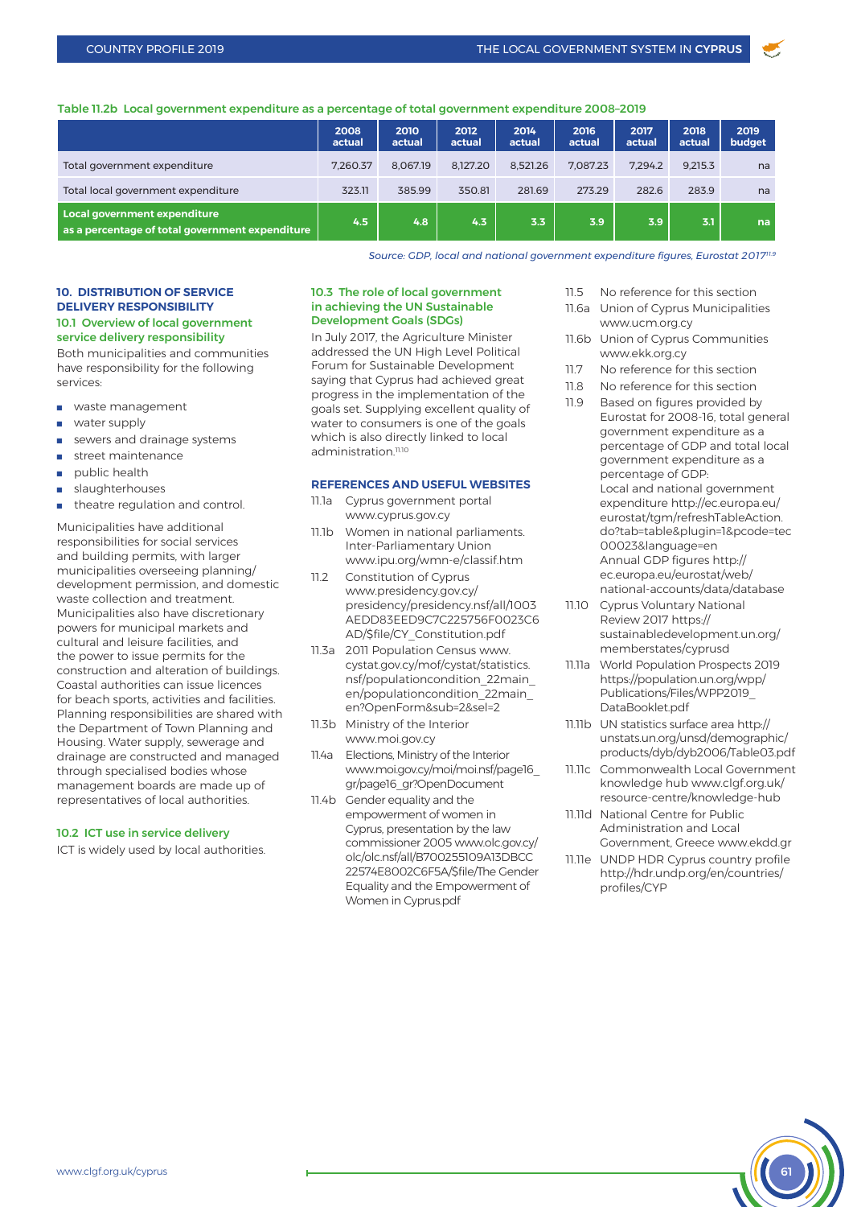**Table 11.2b Local government expenditure as a percentage of total government expenditure 2008–2019**

| | 2008 actual | 2010 actual | 2012 actual | 2014 actual | 2016 actual | 2017 actual | 2018 actual | 2019 budget |
|---|---|---|---|---|---|---|---|---|
| Total government expenditure | 7,260.37 | 8,067.19 | 8,127.20 | 8,521.26 | 7,087.23 | 7,294.2 | 9,215.3 | na |
| Total local government expenditure | 323.11 | 385.99 | 350.81 | 281.69 | 273.29 | 282.6 | 283.9 | na |
| **Local government expenditure as a percentage of total government expenditure** | **4.5** | **4.8** | **4.3** | **3.3** | **3.9** | **3.9** | **3.1** | **na** |

*Source: GDP, local and national government expenditure figures, Eurostat 2017*[11.9]

## 10. DISTRIBUTION OF SERVICE DELIVERY RESPONSIBILITY

### 10.1 Overview of local government service delivery responsibility

Both municipalities and communities have responsibility for the following services:

- waste management
- water supply
- sewers and drainage systems
- street maintenance
- public health
- slaughterhouses
- theatre regulation and control.

Municipalities have additional responsibilities for social services and building permits, with larger municipalities overseeing planning/ development permission, and domestic waste collection and treatment. Municipalities also have discretionary powers for municipal markets and cultural and leisure facilities, and the power to issue permits for the construction and alteration of buildings. Coastal authorities can issue licences for beach sports, activities and facilities. Planning responsibilities are shared with the Department of Town Planning and Housing. Water supply, sewerage and drainage are constructed and managed through specialised bodies whose management boards are made up of representatives of local authorities.

### 10.2 ICT use in service delivery

ICT is widely used by local authorities.

### 10.3 The role of local government in achieving the UN Sustainable Development Goals (SDGs)

In July 2017, the Agriculture Minister addressed the UN High Level Political Forum for Sustainable Development saying that Cyprus had achieved great progress in the implementation of the goals set. Supplying excellent quality of water to consumers is one of the goals which is also directly linked to local administration.[11.10]

## REFERENCES AND USEFUL WEBSITES

- 11.1a Cyprus government portal www.cyprus.gov.cy
- 11.1b Women in national parliaments. Inter-Parliamentary Union www.ipu.org/wmn-e/classif.htm
- 11.2 Constitution of Cyprus www.presidency.gov.cy/presidency/presidency.nsf/all/1003AEDD83EED9C7C225756F0023C6AD/$file/CY_Constitution.pdf
- 11.3a 2011 Population Census www.cystat.gov.cy/mof/cystat/statistics.nsf/populationcondition_22main_en/populationcondition_22main_en?OpenForm&sub=2&sel=2
- 11.3b Ministry of the Interior www.moi.gov.cy
- 11.4a Elections, Ministry of the Interior www.moi.gov.cy/moi/moi.nsf/page16_gr/page16_gr?OpenDocument
- 11.4b Gender equality and the empowerment of women in Cyprus, presentation by the law commissioner 2005 www.olc.gov.cy/olc/olc.nsf/all/B700255109A13DBCC22574E8002C6F5A/$file/The Gender Equality and the Empowerment of Women in Cyprus.pdf
- 11.5 No reference for this section
- 11.6a Union of Cyprus Municipalities www.ucm.org.cy
- 11.6b Union of Cyprus Communities www.ekk.org.cy
- 11.7 No reference for this section
- 11.8 No reference for this section
- 11.9 Based on figures provided by Eurostat for 2008-16, total general government expenditure as a percentage of GDP and total local government expenditure as a percentage of GDP: Local and national government expenditure http://ec.europa.eu/eurostat/tgm/refreshTableAction.do?tab=table&plugin=1&pcode=tec00023&language=en Annual GDP figures http://ec.europa.eu/eurostat/web/national-accounts/data/database
- 11.10 Cyprus Voluntary National Review 2017 https://sustainabledevelopment.un.org/memberstates/cyprusd
- 11.11a World Population Prospects 2019 https://population.un.org/wpp/Publications/Files/WPP2019_DataBooklet.pdf
- 11.11b UN statistics surface area http://unstats.un.org/unsd/demographic/products/dyb/dyb2006/Table03.pdf
- 11.11c Commonwealth Local Government knowledge hub www.clgf.org.uk/resource-centre/knowledge-hub
- 11.11d National Centre for Public Administration and Local Government, Greece www.ekdd.gr
- 11.11e UNDP HDR Cyprus country profile http://hdr.undp.org/en/countries/profiles/CYP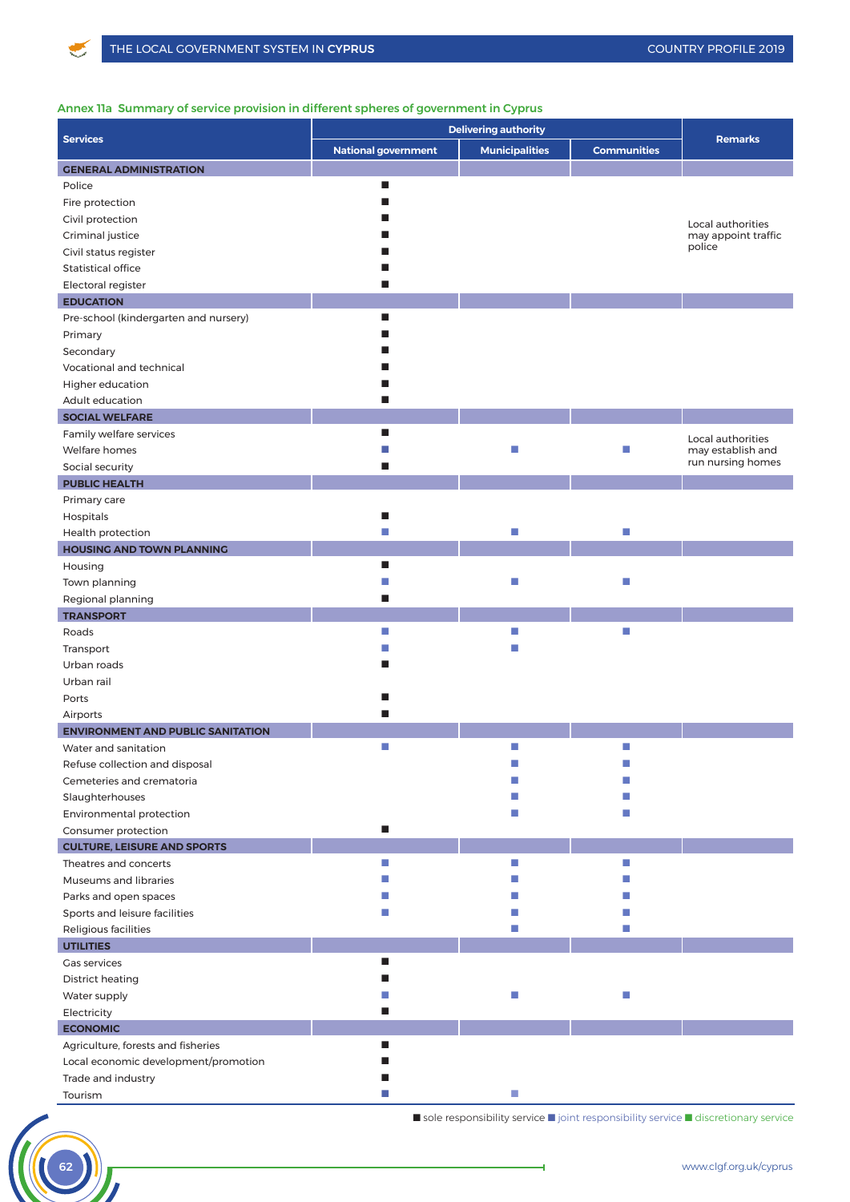### Annex 11a Summary of service provision in different spheres of government in Cyprus

| Services | Delivering authority | | | Remarks |
|---|---|---|---|---|
| | National government | Municipalities | Communities | |
| **GENERAL ADMINISTRATION** | | | | |
| Police | ■ | | | Local authorities may appoint traffic police |
| Fire protection | ■ | | | |
| Civil protection | ■ | | | |
| Criminal justice | ■ | | | |
| Civil status register | ■ | | | |
| Statistical office | ■ | | | |
| Electoral register | ■ | | | |
| **EDUCATION** | | | | |
| Pre-school (kindergarten and nursery) | ■ | | | |
| Primary | ■ | | | |
| Secondary | ■ | | | |
| Vocational and technical | ■ | | | |
| Higher education | ■ | | | |
| Adult education | ■ | | | |
| **SOCIAL WELFARE** | | | | |
| Family welfare services | ■ | | | Local authorities may establish and run nursing homes |
| Welfare homes | ■ (joint) | ■ (joint) | ■ (joint) | |
| Social security | ■ | | | |
| **PUBLIC HEALTH** | | | | |
| Primary care | | | | |
| Hospitals | ■ | | | |
| Health protection | ■ (joint) | ■ (joint) | ■ (joint) | |
| **HOUSING AND TOWN PLANNING** | | | | |
| Housing | ■ | | | |
| Town planning | ■ (joint) | ■ (joint) | ■ (joint) | |
| Regional planning | ■ | | | |
| **TRANSPORT** | | | | |
| Roads | ■ (joint) | ■ (joint) | ■ (joint) | |
| Transport | ■ (joint) | ■ (joint) | | |
| Urban roads | ■ | | | |
| Urban rail | | | | |
| Ports | ■ | | | |
| Airports | ■ | | | |
| **ENVIRONMENT AND PUBLIC SANITATION** | | | | |
| Water and sanitation | ■ (joint) | ■ (joint) | ■ (joint) | |
| Refuse collection and disposal | | ■ (joint) | ■ (joint) | |
| Cemeteries and crematoria | | ■ (joint) | ■ (joint) | |
| Slaughterhouses | | ■ (joint) | ■ (joint) | |
| Environmental protection | | ■ (joint) | ■ (joint) | |
| Consumer protection | ■ | | | |
| **CULTURE, LEISURE AND SPORTS** | | | | |
| Theatres and concerts | ■ (joint) | ■ (joint) | ■ (joint) | |
| Museums and libraries | ■ (joint) | ■ (joint) | ■ (joint) | |
| Parks and open spaces | ■ (joint) | ■ (joint) | ■ (joint) | |
| Sports and leisure facilities | ■ (joint) | ■ (joint) | ■ (joint) | |
| Religious facilities | | ■ (joint) | ■ (joint) | |
| **UTILITIES** | | | | |
| Gas services | ■ | | | |
| District heating | ■ | | | |
| Water supply | ■ (joint) | ■ (joint) | ■ (joint) | |
| Electricity | ■ | | | |
| **ECONOMIC** | | | | |
| Agriculture, forests and fisheries | ■ | | | |
| Local economic development/promotion | ■ | | | |
| Trade and industry | ■ | | | |
| Tourism | ■ (joint) | ■ (joint) | | |

■ sole responsibility service ■ joint responsibility service ■ discretionary service

www.clgf.org.uk/cyprus